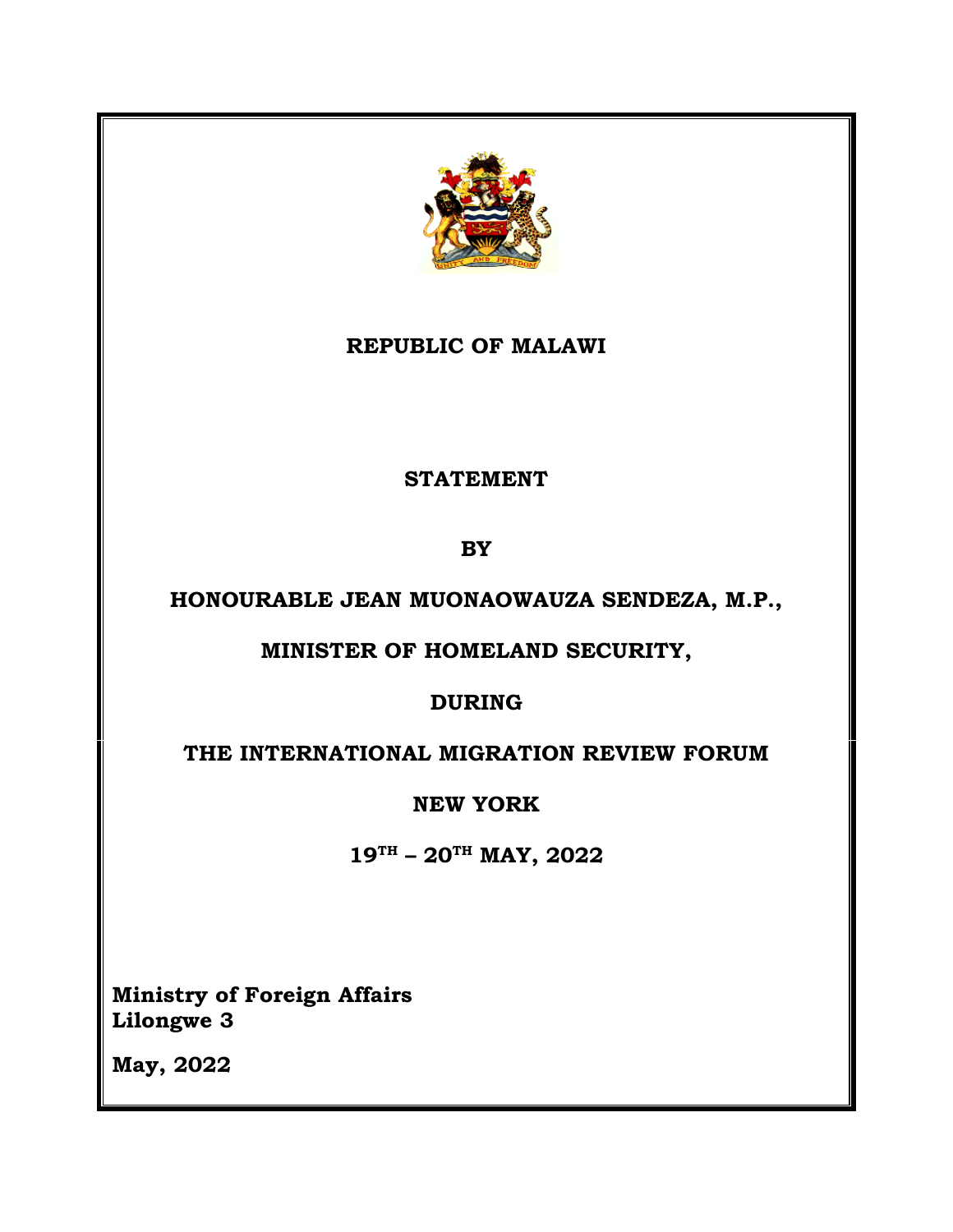**REPUBLIC OF MALAWI**

**STATEMENT**

**BY**

**HONOURABLE JEAN MUONAOWAUZA SENDEZA, M.P.,**

**MINISTER OF HOMELAND SECURITY,**

**DURING**

**THE INTERNATIONAL MIGRATION REVIEW FORUM**

**NEW YORK**

**19TH – 20TH MAY, 2022**

**Ministry of Foreign Affairs**
**Lilongwe 3**

**May, 2022**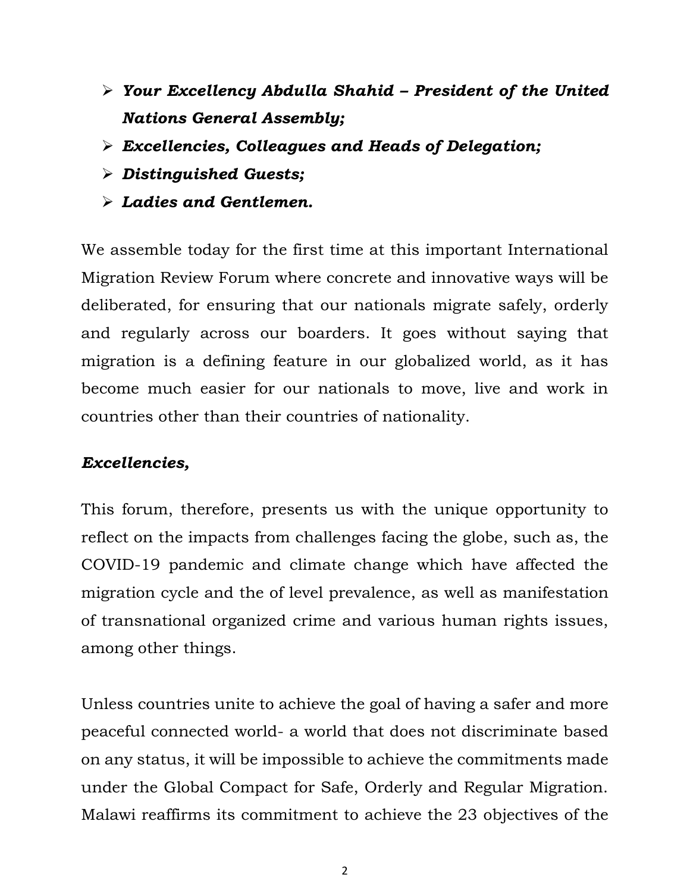- ***Your Excellency Abdulla Shahid – President of the United Nations General Assembly;***
- ***Excellencies, Colleagues and Heads of Delegation;***
- ***Distinguished Guests;***
- ***Ladies and Gentlemen.***

We assemble today for the first time at this important International Migration Review Forum where concrete and innovative ways will be deliberated, for ensuring that our nationals migrate safely, orderly and regularly across our boarders. It goes without saying that migration is a defining feature in our globalized world, as it has become much easier for our nationals to move, live and work in countries other than their countries of nationality.

***Excellencies,***

This forum, therefore, presents us with the unique opportunity to reflect on the impacts from challenges facing the globe, such as, the COVID-19 pandemic and climate change which have affected the migration cycle and the of level prevalence, as well as manifestation of transnational organized crime and various human rights issues, among other things.

Unless countries unite to achieve the goal of having a safer and more peaceful connected world- a world that does not discriminate based on any status, it will be impossible to achieve the commitments made under the Global Compact for Safe, Orderly and Regular Migration. Malawi reaffirms its commitment to achieve the 23 objectives of the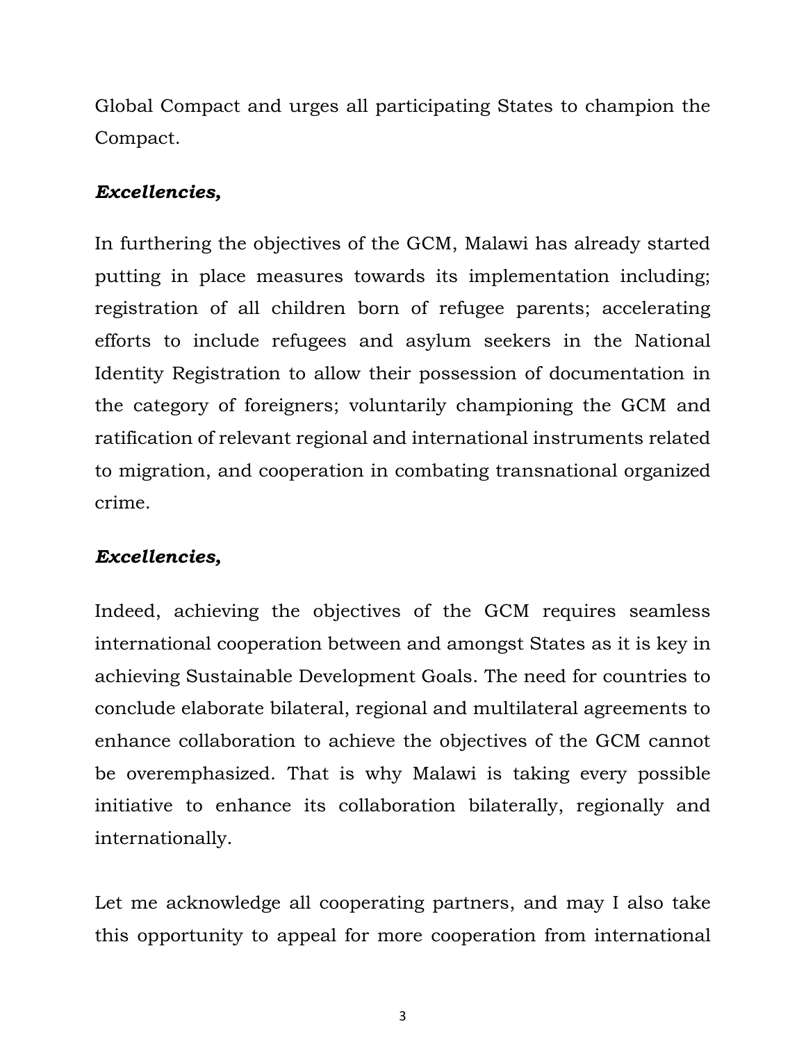Global Compact and urges all participating States to champion the Compact.

***Excellencies,***

In furthering the objectives of the GCM, Malawi has already started putting in place measures towards its implementation including; registration of all children born of refugee parents; accelerating efforts to include refugees and asylum seekers in the National Identity Registration to allow their possession of documentation in the category of foreigners; voluntarily championing the GCM and ratification of relevant regional and international instruments related to migration, and cooperation in combating transnational organized crime.

***Excellencies,***

Indeed, achieving the objectives of the GCM requires seamless international cooperation between and amongst States as it is key in achieving Sustainable Development Goals. The need for countries to conclude elaborate bilateral, regional and multilateral agreements to enhance collaboration to achieve the objectives of the GCM cannot be overemphasized. That is why Malawi is taking every possible initiative to enhance its collaboration bilaterally, regionally and internationally.

Let me acknowledge all cooperating partners, and may I also take this opportunity to appeal for more cooperation from international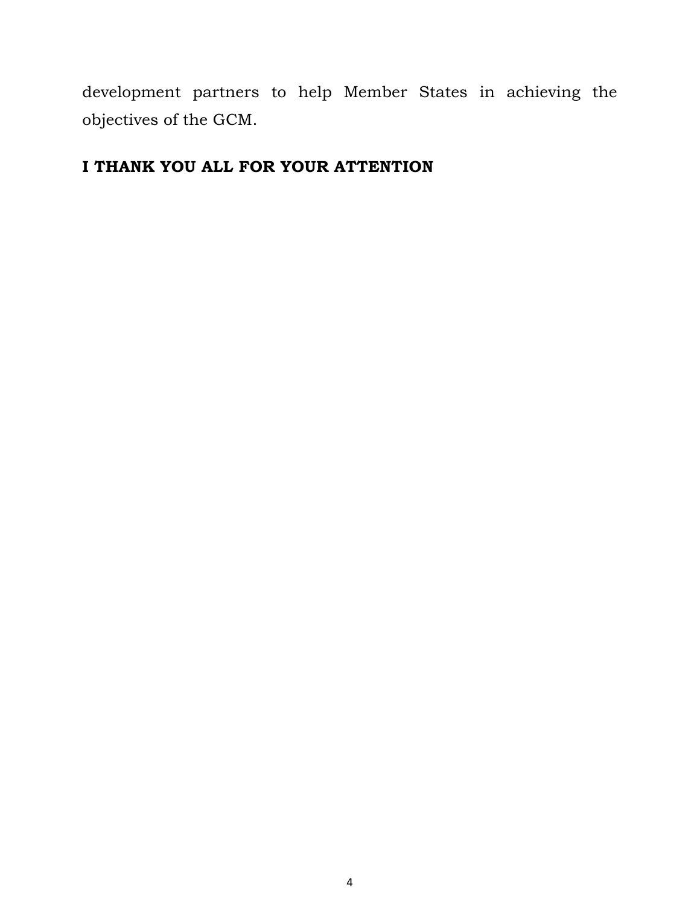development partners to help Member States in achieving the objectives of the GCM.

**I THANK YOU ALL FOR YOUR ATTENTION**